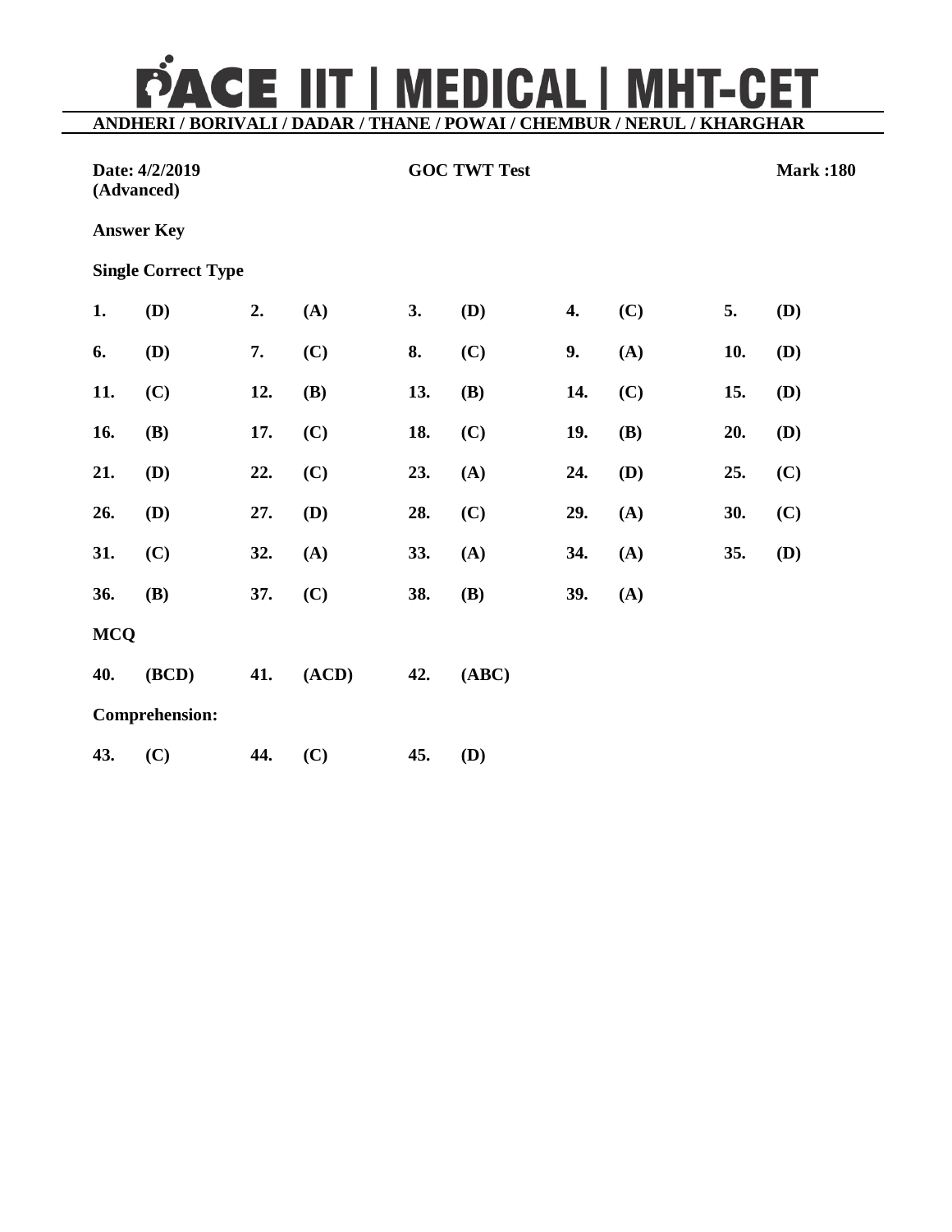# PACE IIT | MEDICAL | MHT-CET

**ANDHERI / BORIVALI / DADAR / THANE / POWAI / CHEMBUR / NERUL / KHARGHAR**

**Date: 4/2/2019 (Advanced)** **GOC TWT Test** **Mark :180**

**Answer Key**

**Single Correct Type**

| | | | | | | | | | |
|---|---|---|---|---|---|---|---|---|---|
| **1.** | **(D)** | **2.** | **(A)** | **3.** | **(D)** | **4.** | **(C)** | **5.** | **(D)** |
| **6.** | **(D)** | **7.** | **(C)** | **8.** | **(C)** | **9.** | **(A)** | **10.** | **(D)** |
| **11.** | **(C)** | **12.** | **(B)** | **13.** | **(B)** | **14.** | **(C)** | **15.** | **(D)** |
| **16.** | **(B)** | **17.** | **(C)** | **18.** | **(C)** | **19.** | **(B)** | **20.** | **(D)** |
| **21.** | **(D)** | **22.** | **(C)** | **23.** | **(A)** | **24.** | **(D)** | **25.** | **(C)** |
| **26.** | **(D)** | **27.** | **(D)** | **28.** | **(C)** | **29.** | **(A)** | **30.** | **(C)** |
| **31.** | **(C)** | **32.** | **(A)** | **33.** | **(A)** | **34.** | **(A)** | **35.** | **(D)** |
| **36.** | **(B)** | **37.** | **(C)** | **38.** | **(B)** | **39.** | **(A)** | | |

**MCQ**

| | | | | | |
|---|---|---|---|---|---|
| **40.** | **(BCD)** | **41.** | **(ACD)** | **42.** | **(ABC)** |

**Comprehension:**

| | | | | | |
|---|---|---|---|---|---|
| **43.** | **(C)** | **44.** | **(C)** | **45.** | **(D)** |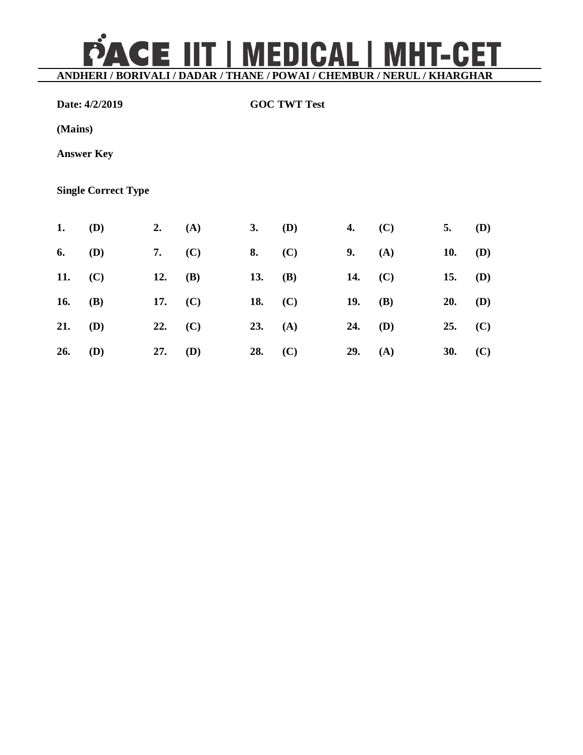# PACE IIT | MEDICAL | MHT-CET

**ANDHERI / BORIVALI / DADAR / THANE / POWAI / CHEMBUR / NERUL / KHARGHAR**

**Date: 4/2/2019** **GOC TWT Test**

**(Mains)**

**Answer Key**

**Single Correct Type**

| | | | | | | | | | |
|---|---|---|---|---|---|---|---|---|---|
| **1.** | **(D)** | **2.** | **(A)** | **3.** | **(D)** | **4.** | **(C)** | **5.** | **(D)** |
| **6.** | **(D)** | **7.** | **(C)** | **8.** | **(C)** | **9.** | **(A)** | **10.** | **(D)** |
| **11.** | **(C)** | **12.** | **(B)** | **13.** | **(B)** | **14.** | **(C)** | **15.** | **(D)** |
| **16.** | **(B)** | **17.** | **(C)** | **18.** | **(C)** | **19.** | **(B)** | **20.** | **(D)** |
| **21.** | **(D)** | **22.** | **(C)** | **23.** | **(A)** | **24.** | **(D)** | **25.** | **(C)** |
| **26.** | **(D)** | **27.** | **(D)** | **28.** | **(C)** | **29.** | **(A)** | **30.** | **(C)** |